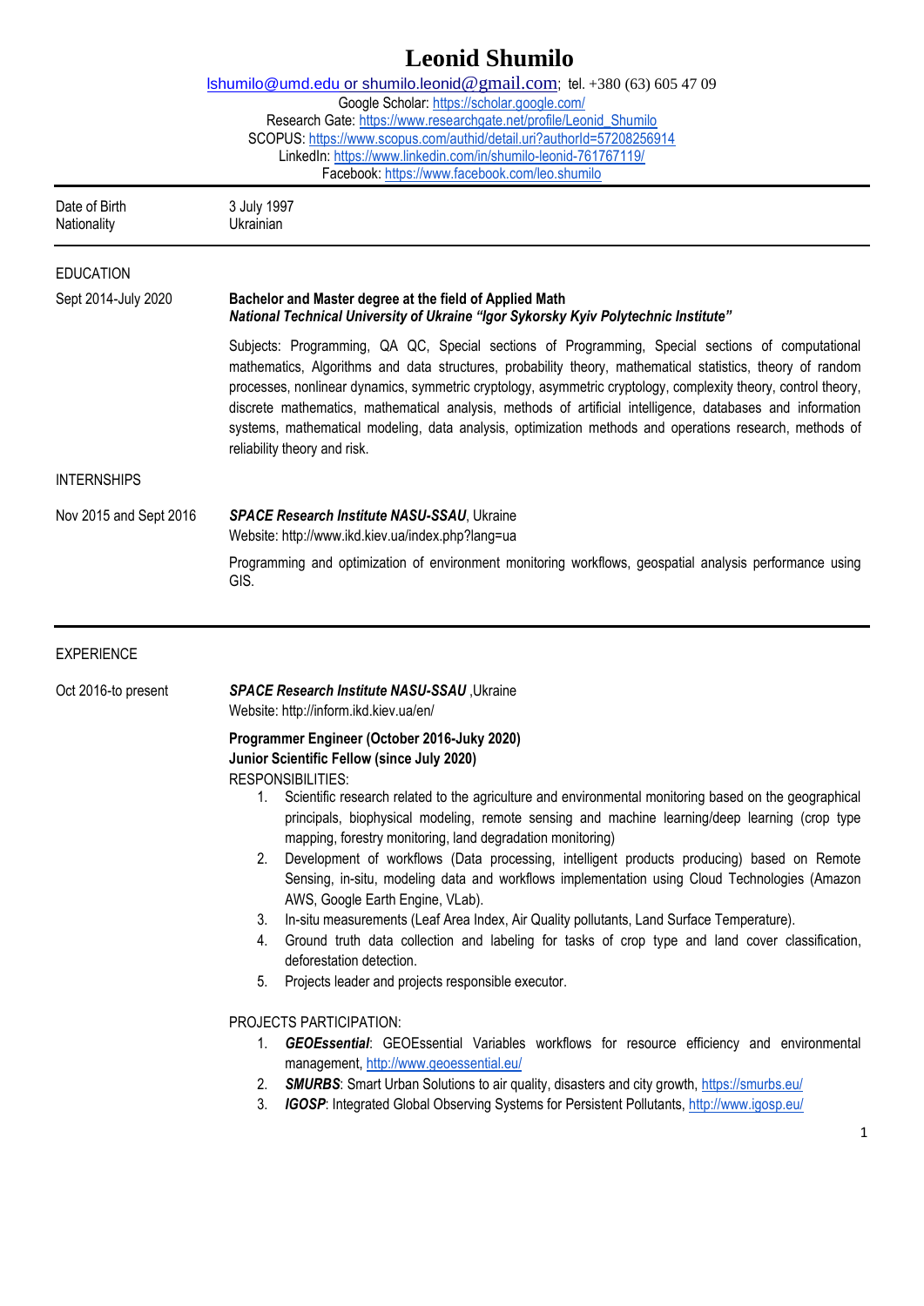# Leonid Shumilo

lshumilo@umd.edu or shumilo.leonid@gmail.com; tel. +380 (63) 605 47 09
Google Scholar: https://scholar.google.com/
Research Gate: https://www.researchgate.net/profile/Leonid_Shumilo
SCOPUS: https://www.scopus.com/authid/detail.uri?authorId=57208256914
LinkedIn: https://www.linkedin.com/in/shumilo-leonid-761767119/
Facebook: https://www.facebook.com/leo.shumilo

---

| | |
|---|---|
| Date of Birth | 3 July 1997 |
| Nationality | Ukrainian |

---

## EDUCATION

**Sept 2014-July 2020**

**Bachelor and Master degree at the field of Applied Math**
***National Technical University of Ukraine "Igor Sykorsky Kyiv Polytechnic Institute"***

Subjects: Programming, QA QC, Special sections of Programming, Special sections of computational mathematics, Algorithms and data structures, probability theory, mathematical statistics, theory of random processes, nonlinear dynamics, symmetric cryptology, asymmetric cryptology, complexity theory, control theory, discrete mathematics, mathematical analysis, methods of artificial intelligence, databases and information systems, mathematical modeling, data analysis, optimization methods and operations research, methods of reliability theory and risk.

## INTERNSHIPS

**Nov 2015 and Sept 2016**

***SPACE Research Institute NASU-SSAU***, Ukraine
Website: http://www.ikd.kiev.ua/index.php?lang=ua

Programming and optimization of environment monitoring workflows, geospatial analysis performance using GIS.

---

## EXPERIENCE

**Oct 2016-to present**

***SPACE Research Institute NASU-SSAU*** ,Ukraine
Website: http://inform.ikd.kiev.ua/en/

**Programmer Engineer (October 2016-Juky 2020)**
**Junior Scientific Fellow (since July 2020)**
RESPONSIBILITIES:

1. Scientific research related to the agriculture and environmental monitoring based on the geographical principals, biophysical modeling, remote sensing and machine learning/deep learning (crop type mapping, forestry monitoring, land degradation monitoring)
2. Development of workflows (Data processing, intelligent products producing) based on Remote Sensing, in-situ, modeling data and workflows implementation using Cloud Technologies (Amazon AWS, Google Earth Engine, VLab).
3. In-situ measurements (Leaf Area Index, Air Quality pollutants, Land Surface Temperature).
4. Ground truth data collection and labeling for tasks of crop type and land cover classification, deforestation detection.
5. Projects leader and projects responsible executor.

PROJECTS PARTICIPATION:

1. ***GEOEssential***: GEOEssential Variables workflows for resource efficiency and environmental management, http://www.geoessential.eu/
2. ***SMURBS***: Smart Urban Solutions to air quality, disasters and city growth, https://smurbs.eu/
3. ***IGOSP***: Integrated Global Observing Systems for Persistent Pollutants, http://www.igosp.eu/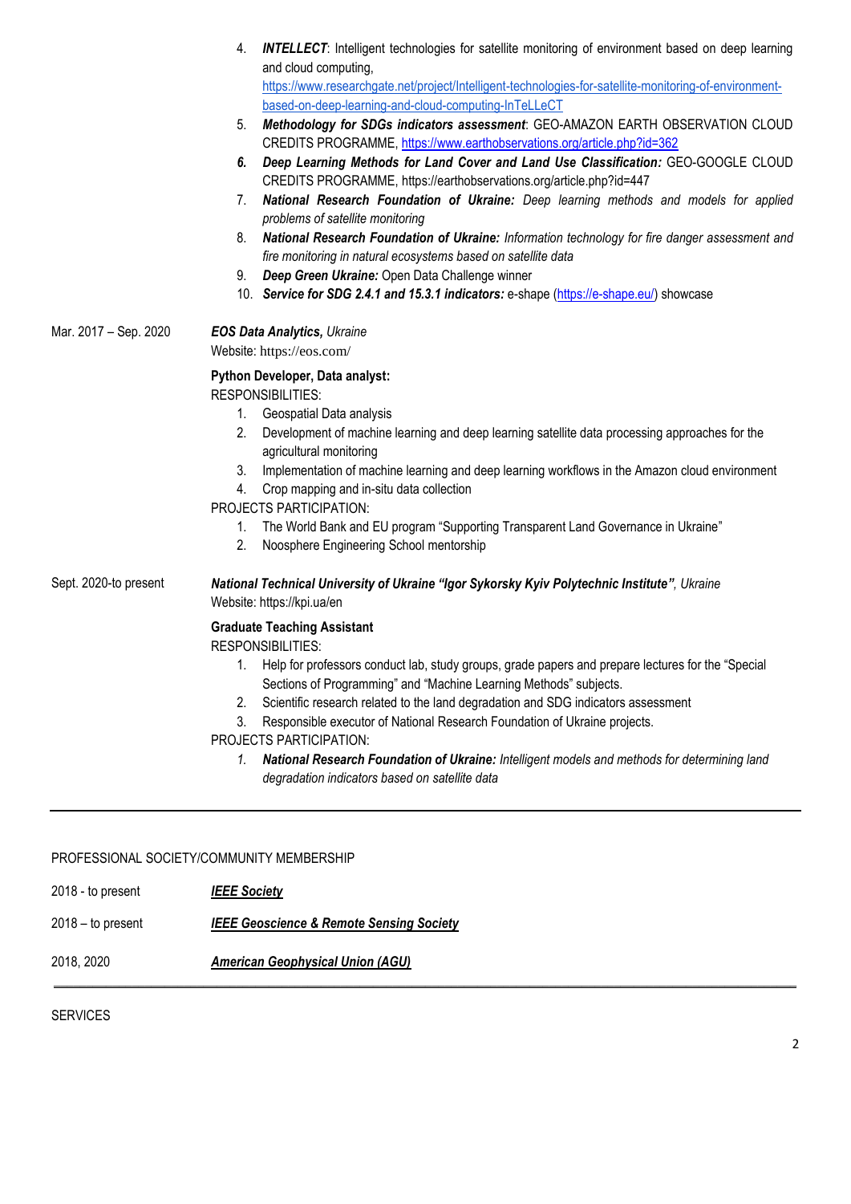4. ***INTELLECT***: Intelligent technologies for satellite monitoring of environment based on deep learning and cloud computing, [https://www.researchgate.net/project/Intelligent-technologies-for-satellite-monitoring-of-environment-based-on-deep-learning-and-cloud-computing-InTeLLeCT](https://www.researchgate.net/project/Intelligent-technologies-for-satellite-monitoring-of-environment-based-on-deep-learning-and-cloud-computing-InTeLLeCT)
5. ***Methodology for SDGs indicators assessment***: GEO-AMAZON EARTH OBSERVATION CLOUD CREDITS PROGRAMME, [https://www.earthobservations.org/article.php?id=362](https://www.earthobservations.org/article.php?id=362)
6. ***Deep Learning Methods for Land Cover and Land Use Classification:*** GEO-GOOGLE CLOUD CREDITS PROGRAMME, https://earthobservations.org/article.php?id=447
7. ***National Research Foundation of Ukraine:*** *Deep learning methods and models for applied problems of satellite monitoring*
8. ***National Research Foundation of Ukraine:*** *Information technology for fire danger assessment and fire monitoring in natural ecosystems based on satellite data*
9. ***Deep Green Ukraine:*** Open Data Challenge winner
10. ***Service for SDG 2.4.1 and 15.3.1 indicators:*** e-shape ([https://e-shape.eu/](https://e-shape.eu/)) showcase

**Mar. 2017 – Sep. 2020**

***EOS Data Analytics,*** *Ukraine*
Website: https://eos.com/

**Python Developer, Data analyst:**
RESPONSIBILITIES:

1. Geospatial Data analysis
2. Development of machine learning and deep learning satellite data processing approaches for the agricultural monitoring
3. Implementation of machine learning and deep learning workflows in the Amazon cloud environment
4. Crop mapping and in-situ data collection

PROJECTS PARTICIPATION:

1. The World Bank and EU program "Supporting Transparent Land Governance in Ukraine"
2. Noosphere Engineering School mentorship

**Sept. 2020-to present**

***National Technical University of Ukraine "Igor Sykorsky Kyiv Polytechnic Institute"***, *Ukraine*
Website: https://kpi.ua/en

**Graduate Teaching Assistant**
RESPONSIBILITIES:

1. Help for professors conduct lab, study groups, grade papers and prepare lectures for the "Special Sections of Programming" and "Machine Learning Methods" subjects.
2. Scientific research related to the land degradation and SDG indicators assessment
3. Responsible executor of National Research Foundation of Ukraine projects.

PROJECTS PARTICIPATION:

1. ***National Research Foundation of Ukraine:*** *Intelligent models and methods for determining land degradation indicators based on satellite data*

---

PROFESSIONAL SOCIETY/COMMUNITY MEMBERSHIP

| | |
|---|---|
| 2018 - to present | ***IEEE Society*** |
| 2018 – to present | ***IEEE Geoscience & Remote Sensing Society*** |
| 2018, 2020 | ***American Geophysical Union (AGU)*** |

---

SERVICES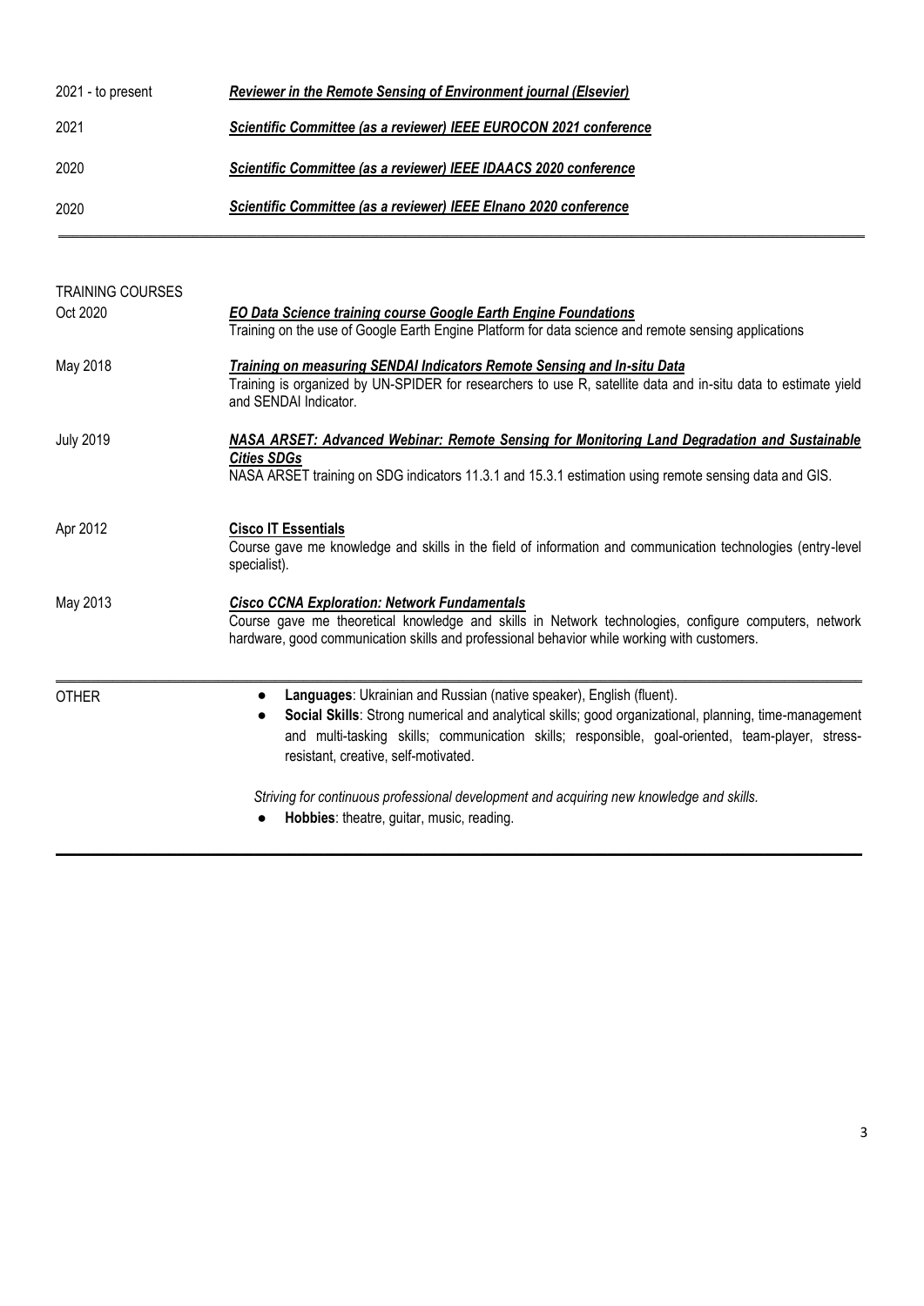| | |
|---|---|
| 2021 - to present | ***Reviewer in the Remote Sensing of Environment journal (Elsevier)*** |
| 2021 | ***Scientific Committee (as a reviewer) IEEE EUROCON 2021 conference*** |
| 2020 | ***Scientific Committee (as a reviewer) IEEE IDAACS 2020 conference*** |
| 2020 | ***Scientific Committee (as a reviewer) IEEE Elnano 2020 conference*** |

---

TRAINING COURSES

| | |
|---|---|
| Oct 2020 | ***EO Data Science training course Google Earth Engine Foundations***<br>Training on the use of Google Earth Engine Platform for data science and remote sensing applications |
| May 2018 | ***Training on measuring SENDAI Indicators Remote Sensing and In-situ Data***<br>Training is organized by UN-SPIDER for researchers to use R, satellite data and in-situ data to estimate yield and SENDAI Indicator. |
| July 2019 | ***NASA ARSET: Advanced Webinar: Remote Sensing for Monitoring Land Degradation and Sustainable Cities SDGs***<br>NASA ARSET training on SDG indicators 11.3.1 and 15.3.1 estimation using remote sensing data and GIS. |
| Apr 2012 | **Cisco IT Essentials**<br>Course gave me knowledge and skills in the field of information and communication technologies (entry-level specialist). |
| May 2013 | ***Cisco CCNA Exploration: Network Fundamentals***<br>Course gave me theoretical knowledge and skills in Network technologies, configure computers, network hardware, good communication skills and professional behavior while working with customers. |

---

OTHER

- **Languages**: Ukrainian and Russian (native speaker), English (fluent).
- **Social Skills**: Strong numerical and analytical skills; good organizational, planning, time-management and multi-tasking skills; communication skills; responsible, goal-oriented, team-player, stress-resistant, creative, self-motivated.

*Striving for continuous professional development and acquiring new knowledge and skills.*

- **Hobbies**: theatre, guitar, music, reading.